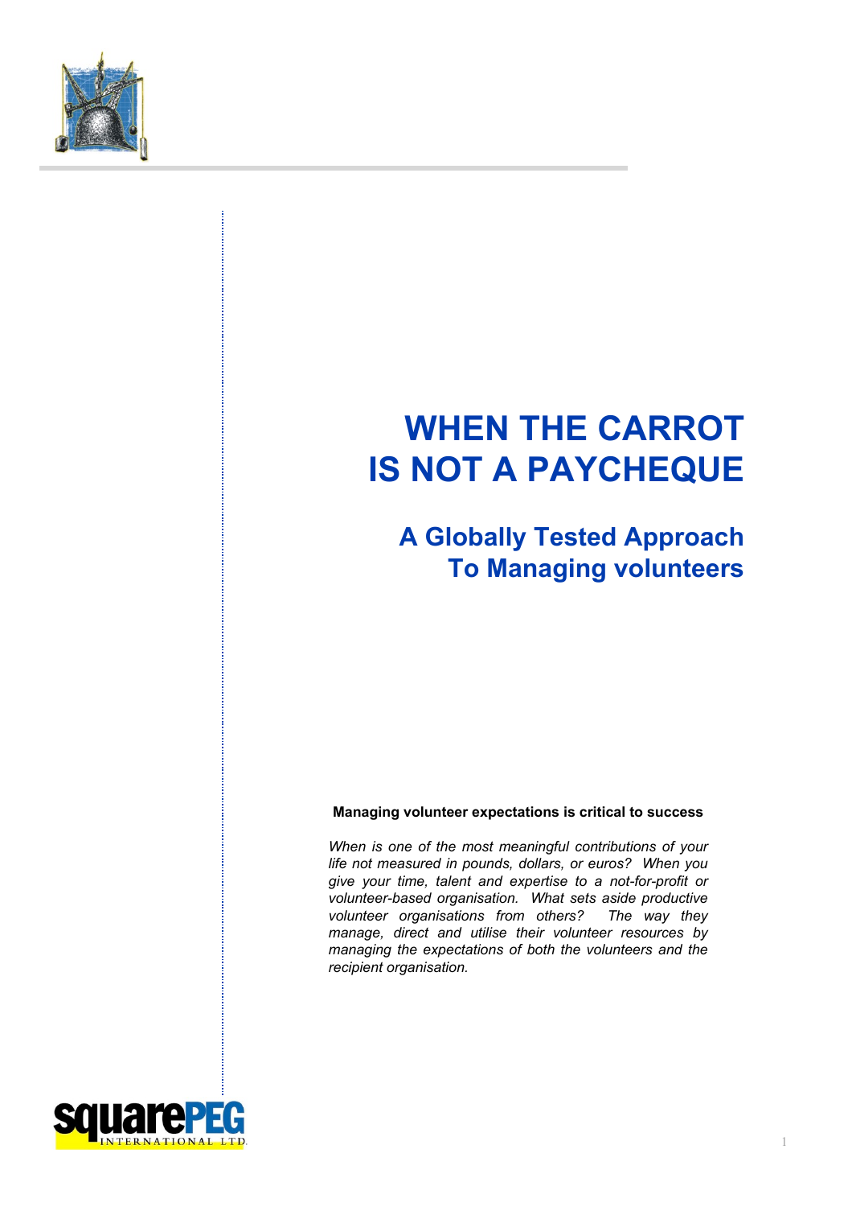# WHEN THE CARROT IS NOT A PAYCHEQUE

## A Globally Tested Approach To Managing volunteers

**Managing volunteer expectations is critical to success**

*When is one of the most meaningful contributions of your life not measured in pounds, dollars, or euros? When you give your time, talent and expertise to a not-for-profit or volunteer-based organisation. What sets aside productive volunteer organisations from others? The way they manage, direct and utilise their volunteer resources by managing the expectations of both the volunteers and the recipient organisation.*

squarePEG INTERNATIONAL LTD.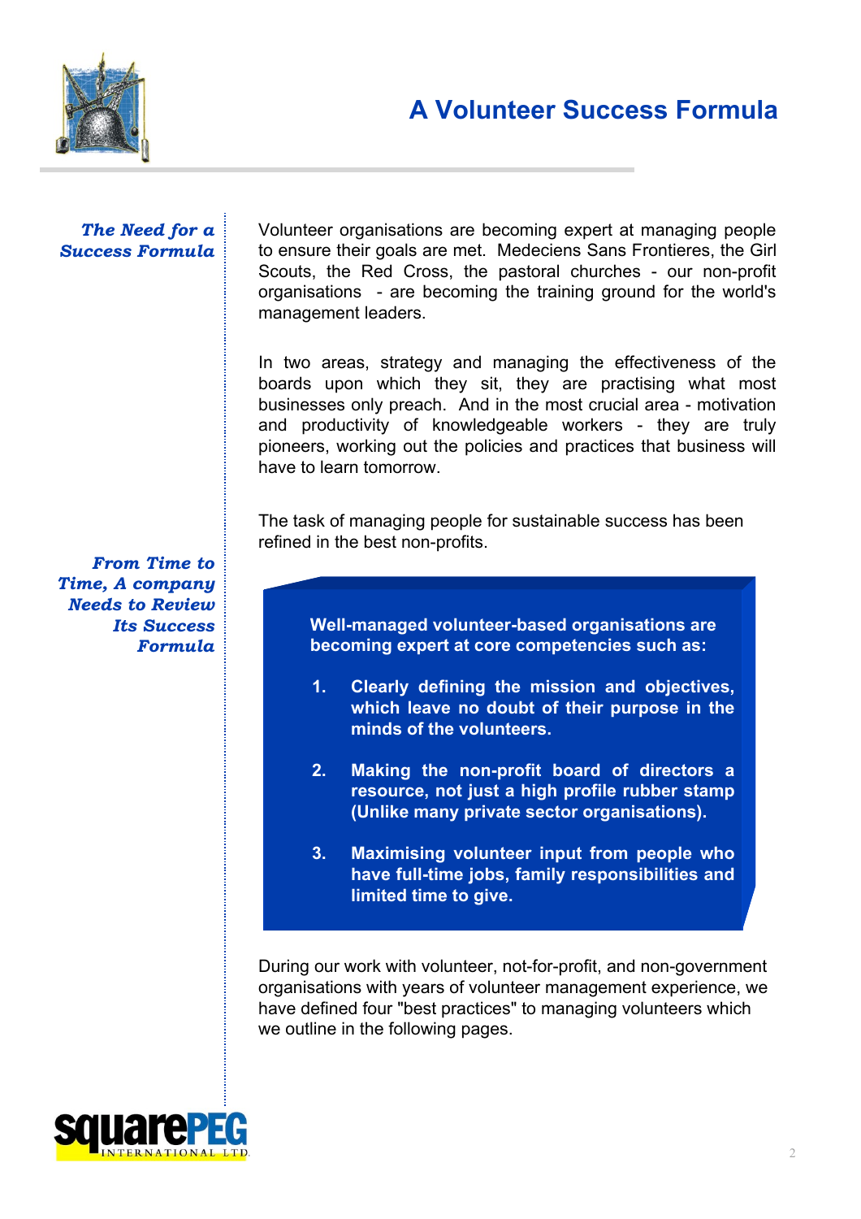# A Volunteer Success Formula

### *The Need for a Success Formula*

Volunteer organisations are becoming expert at managing people to ensure their goals are met. Medeciens Sans Frontieres, the Girl Scouts, the Red Cross, the pastoral churches - our non-profit organisations - are becoming the training ground for the world's management leaders.

In two areas, strategy and managing the effectiveness of the boards upon which they sit, they are practising what most businesses only preach. And in the most crucial area - motivation and productivity of knowledgeable workers - they are truly pioneers, working out the policies and practices that business will have to learn tomorrow.

The task of managing people for sustainable success has been refined in the best non-profits.

### *From Time to Time, A company Needs to Review Its Success Formula*

**Well-managed volunteer-based organisations are becoming expert at core competencies such as:**

1. **Clearly defining the mission and objectives, which leave no doubt of their purpose in the minds of the volunteers.**
2. **Making the non-profit board of directors a resource, not just a high profile rubber stamp (Unlike many private sector organisations).**
3. **Maximising volunteer input from people who have full-time jobs, family responsibilities and limited time to give.**

During our work with volunteer, not-for-profit, and non-government organisations with years of volunteer management experience, we have defined four "best practices" to managing volunteers which we outline in the following pages.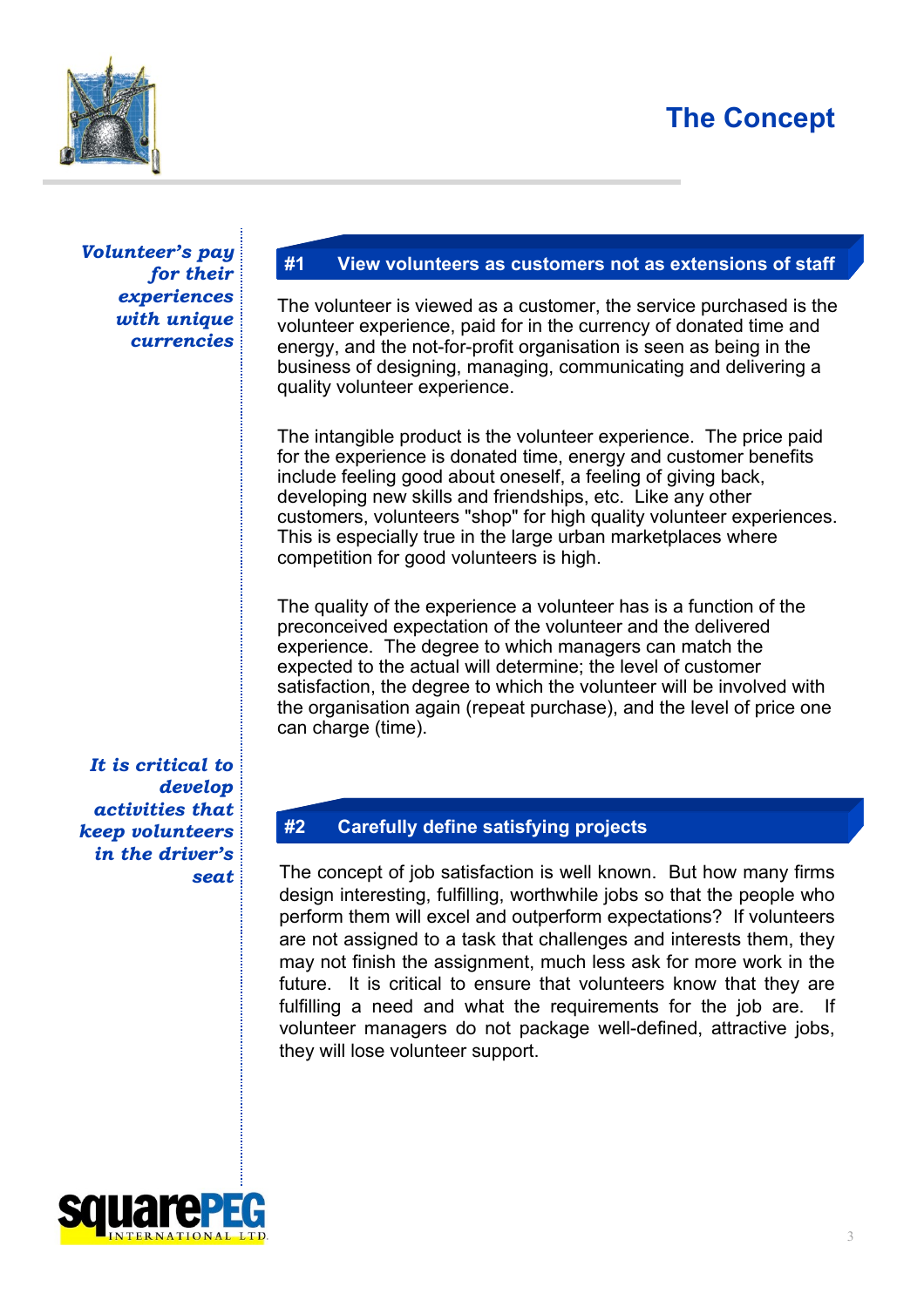# The Concept

*Volunteer's pay for their experiences with unique currencies*

## #1 View volunteers as customers not as extensions of staff

The volunteer is viewed as a customer, the service purchased is the volunteer experience, paid for in the currency of donated time and energy, and the not-for-profit organisation is seen as being in the business of designing, managing, communicating and delivering a quality volunteer experience.

The intangible product is the volunteer experience. The price paid for the experience is donated time, energy and customer benefits include feeling good about oneself, a feeling of giving back, developing new skills and friendships, etc. Like any other customers, volunteers "shop" for high quality volunteer experiences. This is especially true in the large urban marketplaces where competition for good volunteers is high.

The quality of the experience a volunteer has is a function of the preconceived expectation of the volunteer and the delivered experience. The degree to which managers can match the expected to the actual will determine; the level of customer satisfaction, the degree to which the volunteer will be involved with the organisation again (repeat purchase), and the level of price one can charge (time).

*It is critical to develop activities that keep volunteers in the driver's seat*

## #2 Carefully define satisfying projects

The concept of job satisfaction is well known. But how many firms design interesting, fulfilling, worthwhile jobs so that the people who perform them will excel and outperform expectations? If volunteers are not assigned to a task that challenges and interests them, they may not finish the assignment, much less ask for more work in the future. It is critical to ensure that volunteers know that they are fulfilling a need and what the requirements for the job are. If volunteer managers do not package well-defined, attractive jobs, they will lose volunteer support.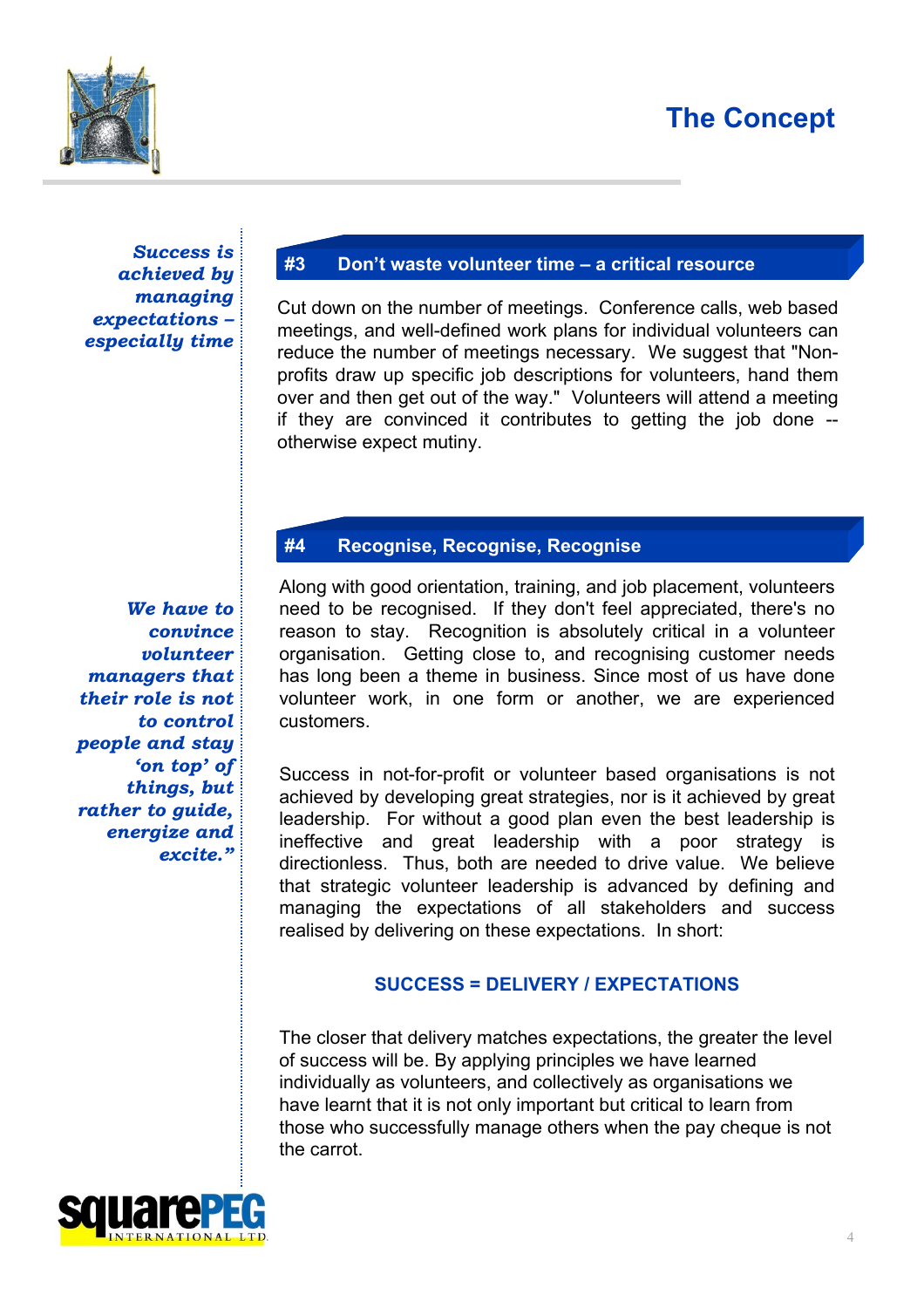# The Concept

*Success is achieved by managing expectations – especially time*

## #3 Don't waste volunteer time – a critical resource

Cut down on the number of meetings. Conference calls, web based meetings, and well-defined work plans for individual volunteers can reduce the number of meetings necessary. We suggest that "Non-profits draw up specific job descriptions for volunteers, hand them over and then get out of the way." Volunteers will attend a meeting if they are convinced it contributes to getting the job done -- otherwise expect mutiny.

## #4 Recognise, Recognise, Recognise

*We have to convince volunteer managers that their role is not to control people and stay 'on top' of things, but rather to guide, energize and excite."*

Along with good orientation, training, and job placement, volunteers need to be recognised. If they don't feel appreciated, there's no reason to stay. Recognition is absolutely critical in a volunteer organisation. Getting close to, and recognising customer needs has long been a theme in business. Since most of us have done volunteer work, in one form or another, we are experienced customers.

Success in not-for-profit or volunteer based organisations is not achieved by developing great strategies, nor is it achieved by great leadership. For without a good plan even the best leadership is ineffective and great leadership with a poor strategy is directionless. Thus, both are needed to drive value. We believe that strategic volunteer leadership is advanced by defining and managing the expectations of all stakeholders and success realised by delivering on these expectations. In short:

**SUCCESS = DELIVERY / EXPECTATIONS**

The closer that delivery matches expectations, the greater the level of success will be. By applying principles we have learned individually as volunteers, and collectively as organisations we have learnt that it is not only important but critical to learn from those who successfully manage others when the pay cheque is not the carrot.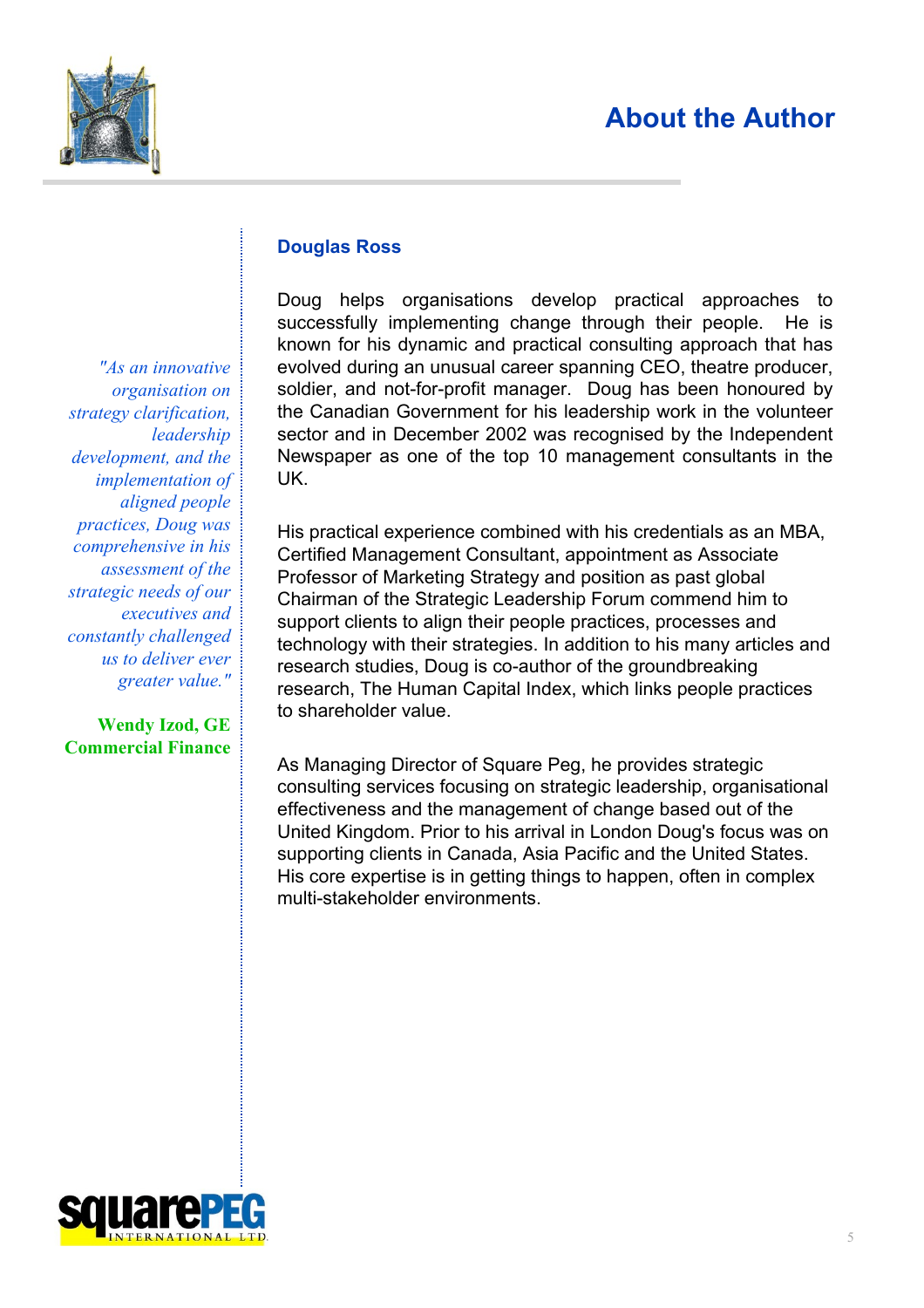# About the Author

## Douglas Ross

*"As an innovative organisation on strategy clarification, leadership development, and the implementation of aligned people practices, Doug was comprehensive in his assessment of the strategic needs of our executives and constantly challenged us to deliver ever greater value."*

**Wendy Izod, GE Commercial Finance**

Doug helps organisations develop practical approaches to successfully implementing change through their people. He is known for his dynamic and practical consulting approach that has evolved during an unusual career spanning CEO, theatre producer, soldier, and not-for-profit manager. Doug has been honoured by the Canadian Government for his leadership work in the volunteer sector and in December 2002 was recognised by the Independent Newspaper as one of the top 10 management consultants in the UK.

His practical experience combined with his credentials as an MBA, Certified Management Consultant, appointment as Associate Professor of Marketing Strategy and position as past global Chairman of the Strategic Leadership Forum commend him to support clients to align their people practices, processes and technology with their strategies. In addition to his many articles and research studies, Doug is co-author of the groundbreaking research, The Human Capital Index, which links people practices to shareholder value.

As Managing Director of Square Peg, he provides strategic consulting services focusing on strategic leadership, organisational effectiveness and the management of change based out of the United Kingdom. Prior to his arrival in London Doug's focus was on supporting clients in Canada, Asia Pacific and the United States. His core expertise is in getting things to happen, often in complex multi-stakeholder environments.

squarePEG INTERNATIONAL LTD.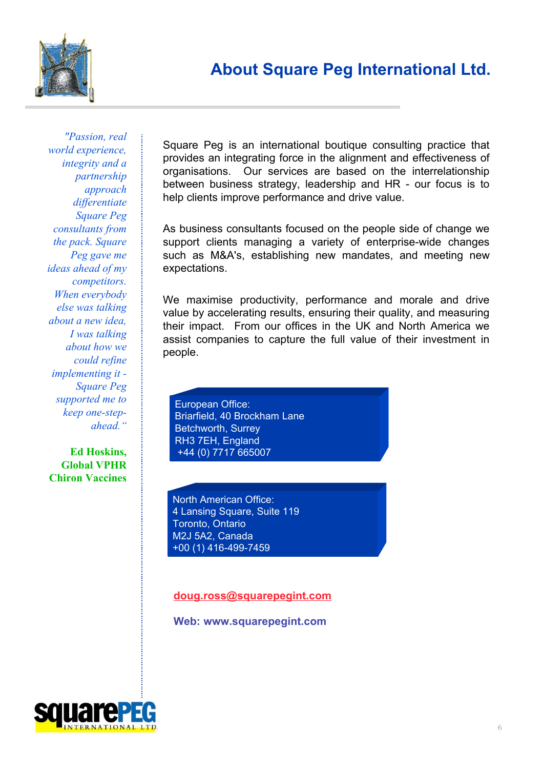# About Square Peg International Ltd.

*"Passion, real world experience, integrity and a partnership approach differentiate Square Peg consultants from the pack. Square Peg gave me ideas ahead of my competitors. When everybody else was talking about a new idea, I was talking about how we could refine implementing it - Square Peg supported me to keep one-step-ahead."*

**Ed Hoskins, Global VPHR Chiron Vaccines**

Square Peg is an international boutique consulting practice that provides an integrating force in the alignment and effectiveness of organisations. Our services are based on the interrelationship between business strategy, leadership and HR - our focus is to help clients improve performance and drive value.

As business consultants focused on the people side of change we support clients managing a variety of enterprise-wide changes such as M&A's, establishing new mandates, and meeting new expectations.

We maximise productivity, performance and morale and drive value by accelerating results, ensuring their quality, and measuring their impact. From our offices in the UK and North America we assist companies to capture the full value of their investment in people.

European Office:
Briarfield, 40 Brockham Lane
Betchworth, Surrey
RH3 7EH, England
+44 (0) 7717 665007

North American Office:
4 Lansing Square, Suite 119
Toronto, Ontario
M2J 5A2, Canada
+00 (1) 416-499-7459

doug.ross@squarepegint.com

**Web: www.squarepegint.com**

squarePEG INTERNATIONAL LTD.